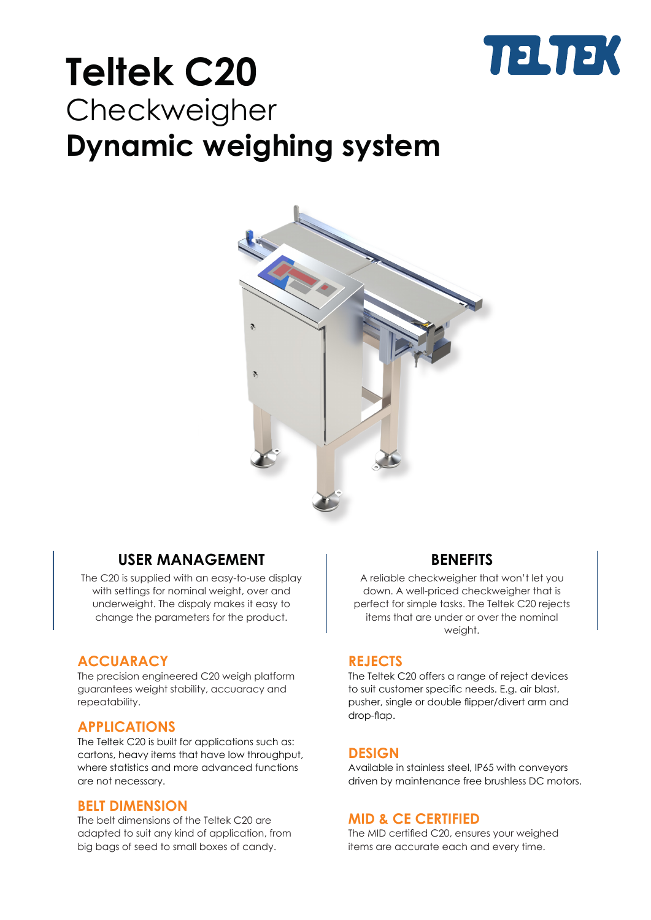# Teltek C20

Checkweigher

**Dynamic weighing system**

TELTEK

## USER MANAGEMENT

The C20 is supplied with an easy-to-use display with settings for nominal weight, over and underweight. The dispaly makes it easy to change the parameters for the product.

## BENEFITS

A reliable checkweigher that won't let you down. A well-priced checkweigher that is perfect for simple tasks. The Teltek C20 rejects items that are under or over the nominal weight.

### ACCUARACY

The precision engineered C20 weigh platform guarantees weight stability, accuaracy and repeatability.

### APPLICATIONS

The Teltek C20 is built for applications such as: cartons, heavy items that have low throughput, where statistics and more advanced functions are not necessary.

### BELT DIMENSION

The belt dimensions of the Teltek C20 are adapted to suit any kind of application, from big bags of seed to small boxes of candy.

### REJECTS

The Teltek C20 offers a range of reject devices to suit customer specific needs. E.g. air blast, pusher, single or double flipper/divert arm and drop-flap.

### DESIGN

Available in stainless steel, IP65 with conveyors driven by maintenance free brushless DC motors.

### MID & CE CERTIFIED

The MID certified C20, ensures your weighed items are accurate each and every time.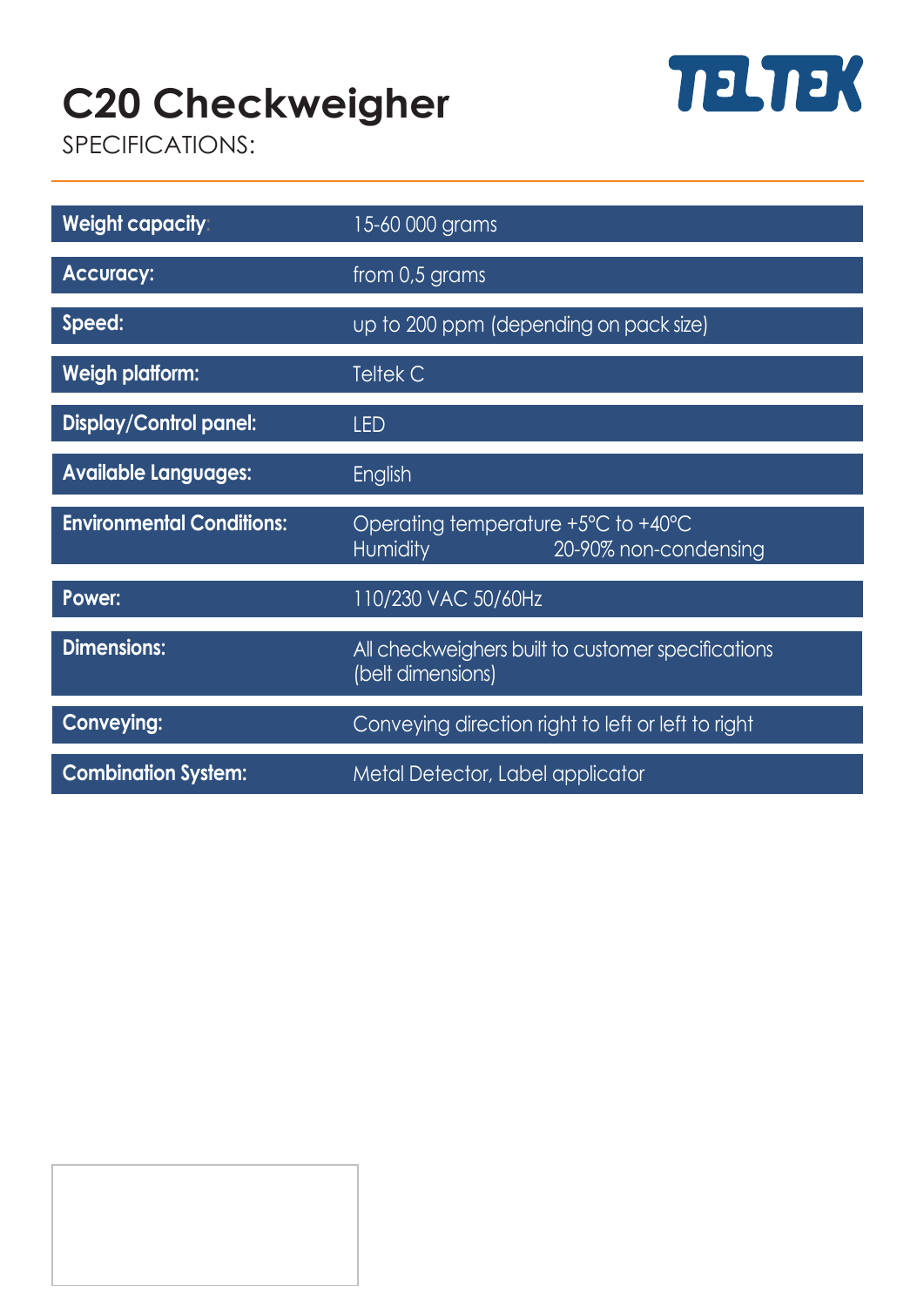# C20 Checkweigher

SPECIFICATIONS:

| | |
|---|---|
| **Weight capacity:** | 15-60 000 grams |
| **Accuracy:** | from 0,5 grams |
| **Speed:** | up to 200 ppm (depending on pack size) |
| **Weigh platform:** | Teltek C |
| **Display/Control panel:** | LED |
| **Available Languages:** | English |
| **Environmental Conditions:** | Operating temperature +5°C to +40°C<br>Humidity 20-90% non-condensing |
| **Power:** | 110/230 VAC 50/60Hz |
| **Dimensions:** | All checkweighers built to customer specifications (belt dimensions) |
| **Conveying:** | Conveying direction right to left or left to right |
| **Combination System:** | Metal Detector, Label applicator |